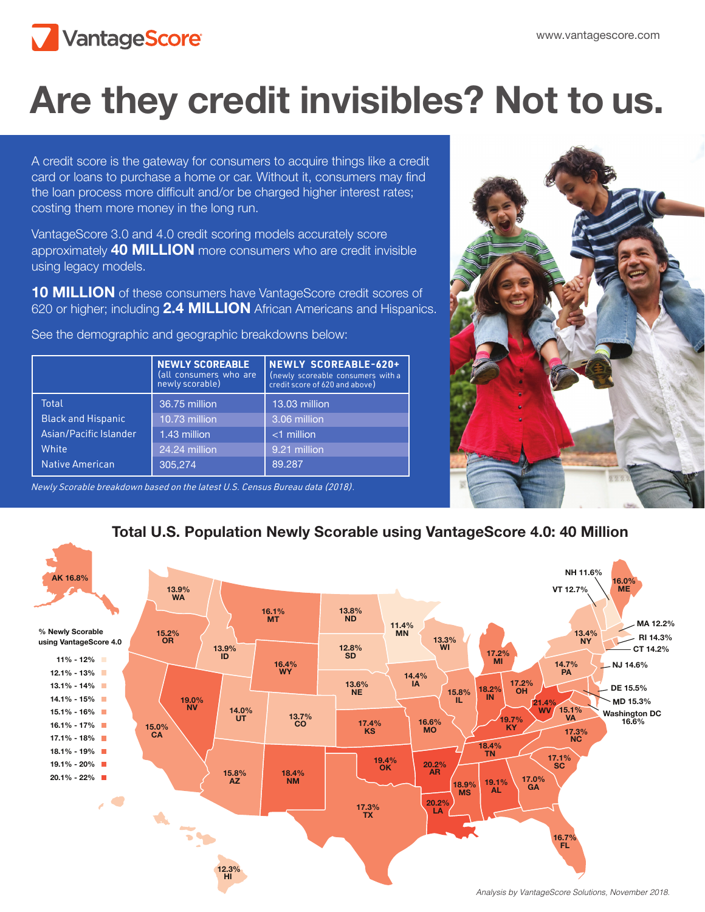# Are they credit invisibles? Not to us.

A credit score is the gateway for consumers to acquire things like a credit card or loans to purchase a home or car. Without it, consumers may find the loan process more difficult and/or be charged higher interest rates; costing them more money in the long run.

VantageScore 3.0 and 4.0 credit scoring models accurately score approximately **40 MILLION** more consumers who are credit invisible using legacy models.

**10 MILLION** of these consumers have VantageScore credit scores of 620 or higher; including **2.4 MILLION** African Americans and Hispanics.

See the demographic and geographic breakdowns below:

| | **NEWLY SCOREABLE** (all consumers who are newly scorable) | **NEWLY SCOREABLE-620+** (newly scoreable consumers with a credit score of 620 and above) |
|---|---|---|
| Total | 36.75 million | 13.03 million |
| Black and Hispanic | 10.73 million | 3.06 million |
| Asian/Pacific Islander | 1.43 million | <1 million |
| White | 24.24 million | 9.21 million |
| Native American | 305,274 | 89.287 |

*Newly Scorable breakdown based on the latest U.S. Census Bureau data (2018).*

## Total U.S. Population Newly Scorable using VantageScore 4.0: 40 Million

% Newly Scorable using VantageScore 4.0

- 11% - 12%
- 12.1% - 13%
- 13.1% - 14%
- 14.1% - 15%
- 15.1% - 16%
- 16.1% - 17%
- 17.1% - 18%
- 18.1% - 19%
- 19.1% - 20%
- 20.1% - 22%

AK 16.8%, WA 13.9%, OR 15.2%, CA 15.0%, NV 19.0%, ID 13.9%, MT 16.1%, WY 16.4%, UT 14.0%, AZ 15.8%, CO 13.7%, NM 18.4%, ND 13.8%, SD 12.8%, NE 13.6%, KS 17.4%, OK 19.4%, TX 17.3%, MN 11.4%, IA 14.4%, MO 16.6%, AR 20.2%, LA 20.2%, WI 13.3%, IL 15.8%, MS 18.9%, MI 17.2%, IN 18.2%, KY 19.7%, TN 18.4%, AL 19.1%, OH 17.2%, WV 21.4%, GA 17.0%, FL 16.7%, SC 17.1%, NC 17.3%, VA 15.1%, PA 14.7%, NY 13.4%, VT 12.7%, NH 11.6%, ME 16.0%, MA 12.2%, RI 14.3%, CT 14.2%, NJ 14.6%, DE 15.5%, MD 15.3%, Washington DC 16.6%, HI 12.3%

*Analysis by VantageScore Solutions, November 2018.*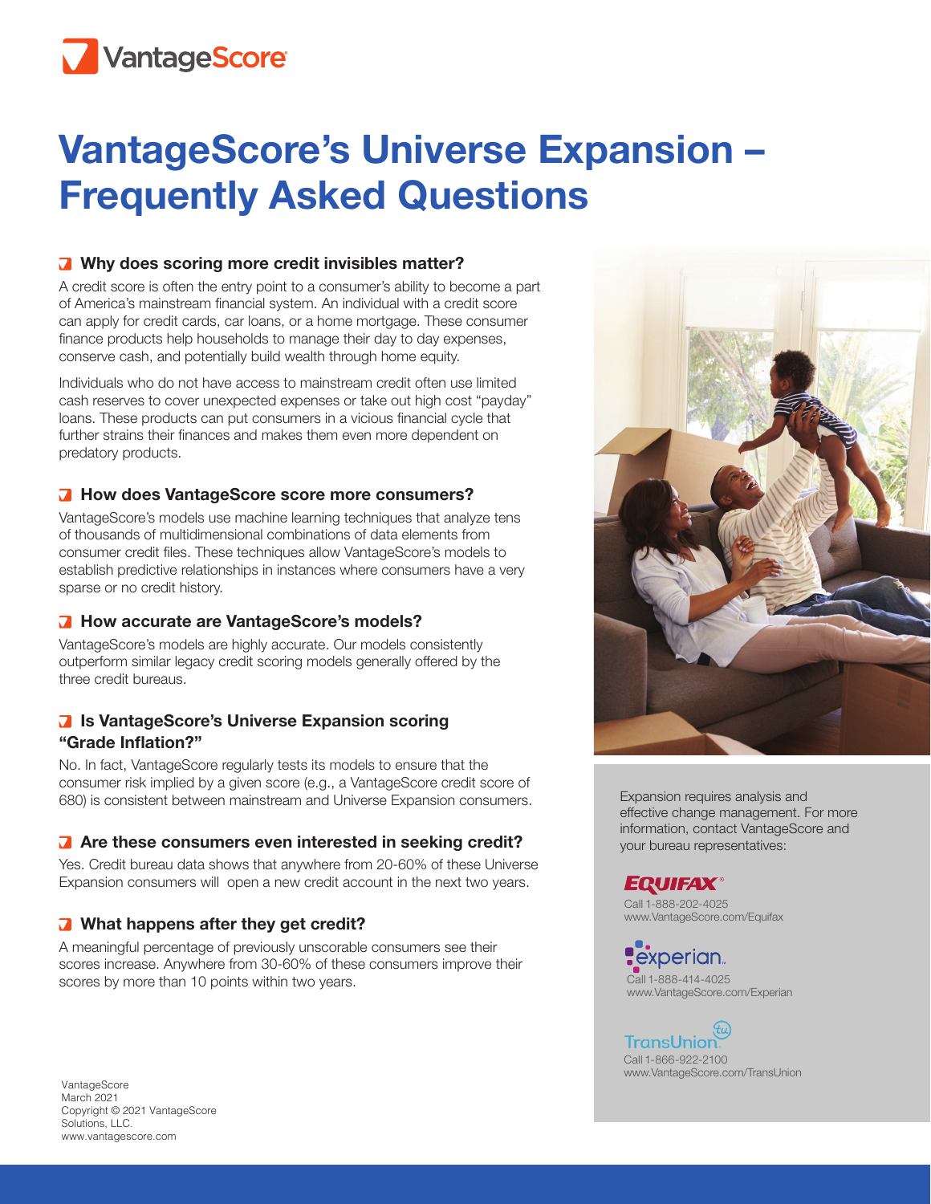# VantageScore's Universe Expansion – Frequently Asked Questions

### Why does scoring more credit invisibles matter?

A credit score is often the entry point to a consumer's ability to become a part of America's mainstream financial system. An individual with a credit score can apply for credit cards, car loans, or a home mortgage. These consumer finance products help households to manage their day to day expenses, conserve cash, and potentially build wealth through home equity.

Individuals who do not have access to mainstream credit often use limited cash reserves to cover unexpected expenses or take out high cost "payday" loans. These products can put consumers in a vicious financial cycle that further strains their finances and makes them even more dependent on predatory products.

### How does VantageScore score more consumers?

VantageScore's models use machine learning techniques that analyze tens of thousands of multidimensional combinations of data elements from consumer credit files. These techniques allow VantageScore's models to establish predictive relationships in instances where consumers have a very sparse or no credit history.

### How accurate are VantageScore's models?

VantageScore's models are highly accurate. Our models consistently outperform similar legacy credit scoring models generally offered by the three credit bureaus.

### Is VantageScore's Universe Expansion scoring "Grade Inflation?"

No. In fact, VantageScore regularly tests its models to ensure that the consumer risk implied by a given score (e.g., a VantageScore credit score of 680) is consistent between mainstream and Universe Expansion consumers.

### Are these consumers even interested in seeking credit?

Yes. Credit bureau data shows that anywhere from 20-60% of these Universe Expansion consumers will open a new credit account in the next two years.

### What happens after they get credit?

A meaningful percentage of previously unscorable consumers see their scores increase. Anywhere from 30-60% of these consumers improve their scores by more than 10 points within two years.

Expansion requires analysis and effective change management. For more information, contact VantageScore and your bureau representatives:

**Equifax**
Call 1-888-202-4025
www.VantageScore.com/Equifax

**Experian**
Call 1-888-414-4025
www.VantageScore.com/Experian

**TransUnion**
Call 1-866-922-2100
www.VantageScore.com/TransUnion

VantageScore
March 2021
Copyright © 2021 VantageScore Solutions, LLC.
www.vantagescore.com